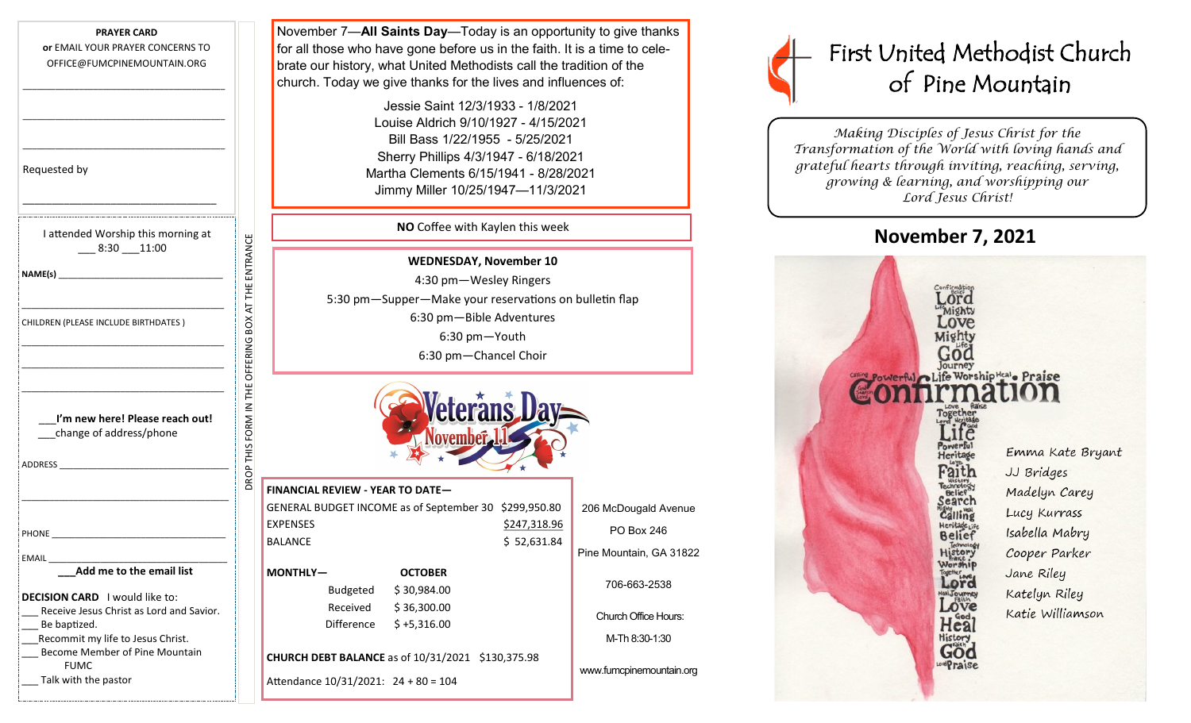**PRAYER CARD**
**or** EMAIL YOUR PRAYER CONCERNS TO OFFICE@FUMCPINEMOUNTAIN.ORG

\_\_\_\_\_\_\_\_\_\_\_\_\_\_\_\_\_\_\_\_\_\_\_\_\_\_\_\_\_\_\_\_\_\_\_\_

\_\_\_\_\_\_\_\_\_\_\_\_\_\_\_\_\_\_\_\_\_\_\_\_\_\_\_\_\_\_\_\_\_\_\_\_

\_\_\_\_\_\_\_\_\_\_\_\_\_\_\_\_\_\_\_\_\_\_\_\_\_\_\_\_\_\_\_\_\_\_\_\_

Requested by

\_\_\_\_\_\_\_\_\_\_\_\_\_\_\_\_\_\_\_\_\_\_\_\_\_\_\_\_\_\_\_\_\_\_\_\_

I attended Worship this morning at
\_\_\_ 8:30 \_\_\_11:00

**NAME(s)** \_\_\_\_\_\_\_\_\_\_\_\_\_\_\_\_\_\_\_\_\_\_\_\_\_\_\_\_\_\_\_\_

\_\_\_\_\_\_\_\_\_\_\_\_\_\_\_\_\_\_\_\_\_\_\_\_\_\_\_\_\_\_\_\_\_\_\_\_

CHILDREN (PLEASE INCLUDE BIRTHDATES )

\_\_\_\_\_\_\_\_\_\_\_\_\_\_\_\_\_\_\_\_\_\_\_\_\_\_\_\_\_\_\_\_\_\_\_\_

\_\_\_\_\_\_\_\_\_\_\_\_\_\_\_\_\_\_\_\_\_\_\_\_\_\_\_\_\_\_\_\_\_\_\_\_

\_\_\_\_\_\_\_\_\_\_\_\_\_\_\_\_\_\_\_\_\_\_\_\_\_\_\_\_\_\_\_\_\_\_\_\_

**\_\_\_I'm new here! Please reach out!**
\_\_\_change of address/phone

ADDRESS \_\_\_\_\_\_\_\_\_\_\_\_\_\_\_\_\_\_\_\_\_\_\_\_\_\_\_\_\_\_\_\_

\_\_\_\_\_\_\_\_\_\_\_\_\_\_\_\_\_\_\_\_\_\_\_\_\_\_\_\_\_\_\_\_\_\_\_\_

PHONE \_\_\_\_\_\_\_\_\_\_\_\_\_\_\_\_\_\_\_\_\_\_\_\_\_\_\_\_\_\_\_\_\_

EMAIL \_\_\_\_\_\_\_\_\_\_\_\_\_\_\_\_\_\_\_\_\_\_\_\_\_\_\_\_\_\_\_\_\_

**\_\_\_Add me to the email list**

**DECISION CARD** I would like to:
\_\_\_ Receive Jesus Christ as Lord and Savior.
\_\_\_ Be baptized.
\_\_\_Recommit my life to Jesus Christ.
\_\_\_ Become Member of Pine Mountain FUMC
\_\_\_ Talk with the pastor

DROP THIS FORM IN THE OFFERING BOX AT THE ENTRANCE

November 7—**All Saints Day**—Today is an opportunity to give thanks for all those who have gone before us in the faith. It is a time to celebrate our history, what United Methodists call the tradition of the church. Today we give thanks for the lives and influences of:

Jessie Saint 12/3/1933 - 1/8/2021
Louise Aldrich 9/10/1927 - 4/15/2021
Bill Bass 1/22/1955 - 5/25/2021
Sherry Phillips 4/3/1947 - 6/18/2021
Martha Clements 6/15/1941 - 8/28/2021
Jimmy Miller 10/25/1947—11/3/2021

**NO** Coffee with Kaylen this week

**WEDNESDAY, November 10**
4:30 pm—Wesley Ringers
5:30 pm—Supper—Make your reservations on bulletin flap
6:30 pm—Bible Adventures
6:30 pm—Youth
6:30 pm—Chancel Choir

Veterans Day November 11

**FINANCIAL REVIEW - YEAR TO DATE—**

| | |
|---|---|
| GENERAL BUDGET INCOME as of September 30 | $299,950.80 |
| EXPENSES | $247,318.96 |
| BALANCE | $ 52,631.84 |

| **MONTHLY—** | **OCTOBER** |
|---|---|
| Budgeted | $ 30,984.00 |
| Received | $ 36,300.00 |
| Difference | $ +5,316.00 |

**CHURCH DEBT BALANCE** as of 10/31/2021 $130,375.98

Attendance 10/31/2021: 24 + 80 = 104

206 McDougald Avenue
PO Box 246
Pine Mountain, GA 31822

706-663-2538

Church Office Hours:
M-Th 8:30-1:30

www.fumcpinemountain.org

# First United Methodist Church of Pine Mountain

*Making Disciples of Jesus Christ for the Transformation of the World with loving hands and grateful hearts through inviting, reaching, serving, growing & learning, and worshipping our Lord Jesus Christ!*

## November 7, 2021

Confirmation

Emma Kate Bryant
JJ Bridges
Madelyn Carey
Lucy Kurrass
Isabella Mabry
Cooper Parker
Jane Riley
Katelyn Riley
Katie Williamson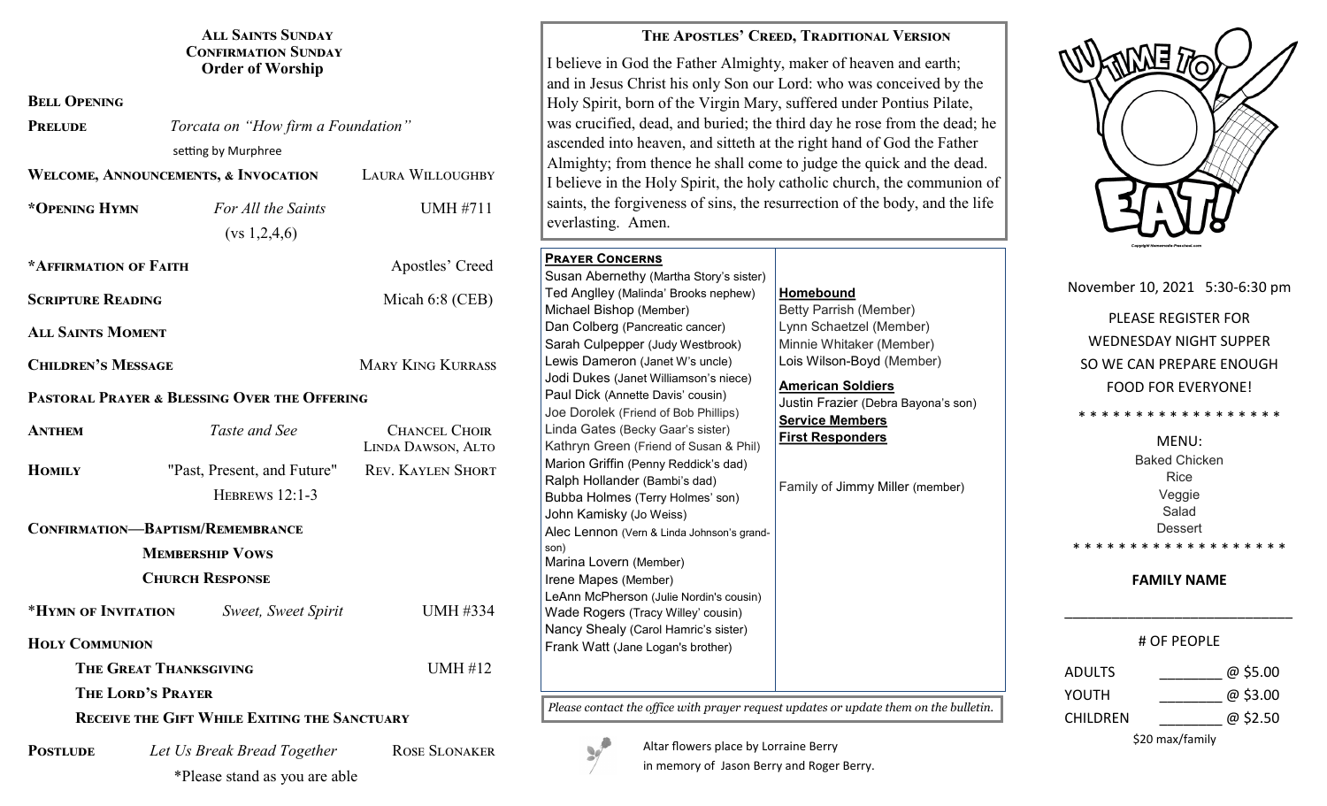## All Saints Sunday
## Confirmation Sunday
## Order of Worship

**Bell Opening**

**Prelude** — *Torcata on "How firm a Foundation"*
setting by Murphree

**Welcome, Announcements, & Invocation** — Laura Willoughby

**\*Opening Hymn** — *For All the Saints* (vs 1,2,4,6) — UMH #711

**\*Affirmation of Faith** — Apostles' Creed

**Scripture Reading** — Micah 6:8 (CEB)

**All Saints Moment**

**Children's Message** — Mary King Kurrass

**Pastoral Prayer & Blessing Over the Offering**

**Anthem** — *Taste and See* — Chancel Choir, Linda Dawson, Alto

**Homily** — "Past, Present, and Future" — Hebrews 12:1-3 — Rev. Kaylen Short

**Confirmation—Baptism/Remembrance**

**Membership Vows**

**Church Response**

**\*Hymn of Invitation** — *Sweet, Sweet Spirit* — UMH #334

**Holy Communion**

**The Great Thanksgiving** — UMH #12

**The Lord's Prayer**

**Receive the Gift While Exiting the Sanctuary**

**Postlude** — *Let Us Break Bread Together* — Rose Slonaker

\*Please stand as you are able

## The Apostles' Creed, Traditional Version

I believe in God the Father Almighty, maker of heaven and earth; and in Jesus Christ his only Son our Lord: who was conceived by the Holy Spirit, born of the Virgin Mary, suffered under Pontius Pilate, was crucified, dead, and buried; the third day he rose from the dead; he ascended into heaven, and sitteth at the right hand of God the Father Almighty; from thence he shall come to judge the quick and the dead. I believe in the Holy Spirit, the holy catholic church, the communion of saints, the forgiveness of sins, the resurrection of the body, and the life everlasting. Amen.

## Prayer Concerns

Susan Abernethy (Martha Story's sister)
Ted Anglley (Malinda' Brooks nephew)
Michael Bishop (Member)
Dan Colberg (Pancreatic cancer)
Sarah Culpepper (Judy Westbrook)
Lewis Dameron (Janet W's uncle)
Jodi Dukes (Janet Williamson's niece)
Paul Dick (Annette Davis' cousin)
Joe Dorolek (Friend of Bob Phillips)
Linda Gates (Becky Gaar's sister)
Kathryn Green (Friend of Susan & Phil)
Marion Griffin (Penny Reddick's dad)
Ralph Hollander (Bambi's dad)
Bubba Holmes (Terry Holmes' son)
John Kamisky (Jo Weiss)
Alec Lennon (Vern & Linda Johnson's grandson)
Marina Lovern (Member)
Irene Mapes (Member)
LeAnn McPherson (Julie Nordin's cousin)
Wade Rogers (Tracy Willey' cousin)
Nancy Shealy (Carol Hamric's sister)
Frank Watt (Jane Logan's brother)

**Homebound**
Betty Parrish (Member)
Lynn Schaetzel (Member)
Minnie Whitaker (Member)
Lois Wilson-Boyd (Member)

**American Soldiers**
Justin Frazier (Debra Bayona's son)

**Service Members**

**First Responders**

Family of Jimmy Miller (member)

*Please contact the office with prayer request updates or update them on the bulletin.*

Altar flowers place by Lorraine Berry in memory of Jason Berry and Roger Berry.

## TIME TO EAT!

November 10, 2021 5:30-6:30 pm

PLEASE REGISTER FOR WEDNESDAY NIGHT SUPPER SO WE CAN PREPARE ENOUGH FOOD FOR EVERYONE!

\* \* \* \* \* \* \* \* \* \* \* \* \* \* \* \* \*

MENU:
Baked Chicken
Rice
Veggie
Salad
Dessert

\* \* \* \* \* \* \* \* \* \* \* \* \* \* \* \* \* \*

**FAMILY NAME**

______________________________

# OF PEOPLE

| | | |
|---|---|---|
| ADULTS | ________ | @ $5.00 |
| YOUTH | ________ | @ $3.00 |
| CHILDREN | ________ | @ $2.50 |

$20 max/family